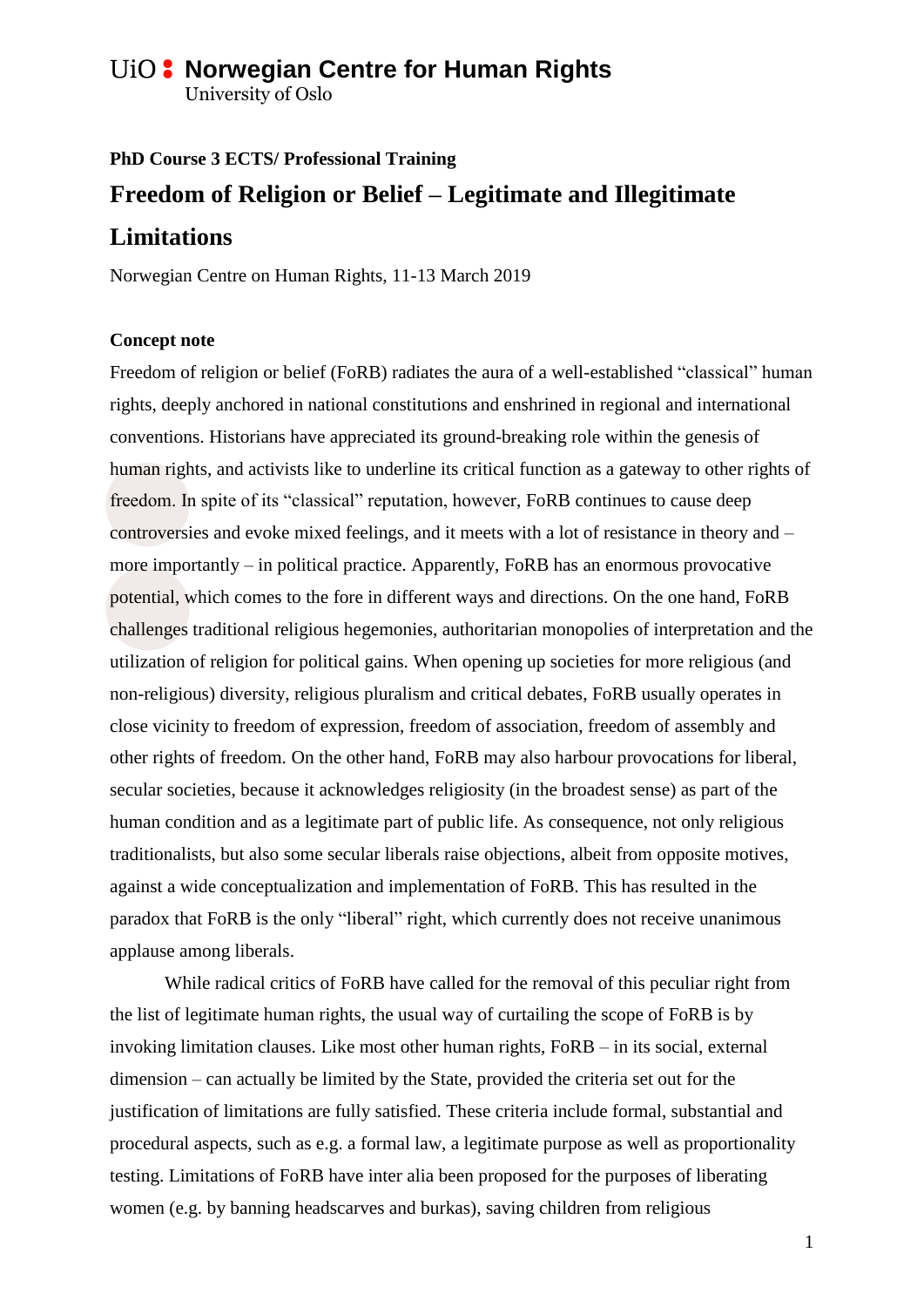**UiO : Norwegian Centre for Human Rights**
University of Oslo

**PhD Course 3 ECTS/ Professional Training**

# Freedom of Religion or Belief – Legitimate and Illegitimate Limitations

Norwegian Centre on Human Rights, 11-13 March 2019

**Concept note**

Freedom of religion or belief (FoRB) radiates the aura of a well-established "classical" human rights, deeply anchored in national constitutions and enshrined in regional and international conventions. Historians have appreciated its ground-breaking role within the genesis of human rights, and activists like to underline its critical function as a gateway to other rights of freedom. In spite of its "classical" reputation, however, FoRB continues to cause deep controversies and evoke mixed feelings, and it meets with a lot of resistance in theory and – more importantly – in political practice. Apparently, FoRB has an enormous provocative potential, which comes to the fore in different ways and directions. On the one hand, FoRB challenges traditional religious hegemonies, authoritarian monopolies of interpretation and the utilization of religion for political gains. When opening up societies for more religious (and non-religious) diversity, religious pluralism and critical debates, FoRB usually operates in close vicinity to freedom of expression, freedom of association, freedom of assembly and other rights of freedom. On the other hand, FoRB may also harbour provocations for liberal, secular societies, because it acknowledges religiosity (in the broadest sense) as part of the human condition and as a legitimate part of public life. As consequence, not only religious traditionalists, but also some secular liberals raise objections, albeit from opposite motives, against a wide conceptualization and implementation of FoRB. This has resulted in the paradox that FoRB is the only "liberal" right, which currently does not receive unanimous applause among liberals.

While radical critics of FoRB have called for the removal of this peculiar right from the list of legitimate human rights, the usual way of curtailing the scope of FoRB is by invoking limitation clauses. Like most other human rights, FoRB – in its social, external dimension – can actually be limited by the State, provided the criteria set out for the justification of limitations are fully satisfied. These criteria include formal, substantial and procedural aspects, such as e.g. a formal law, a legitimate purpose as well as proportionality testing. Limitations of FoRB have inter alia been proposed for the purposes of liberating women (e.g. by banning headscarves and burkas), saving children from religious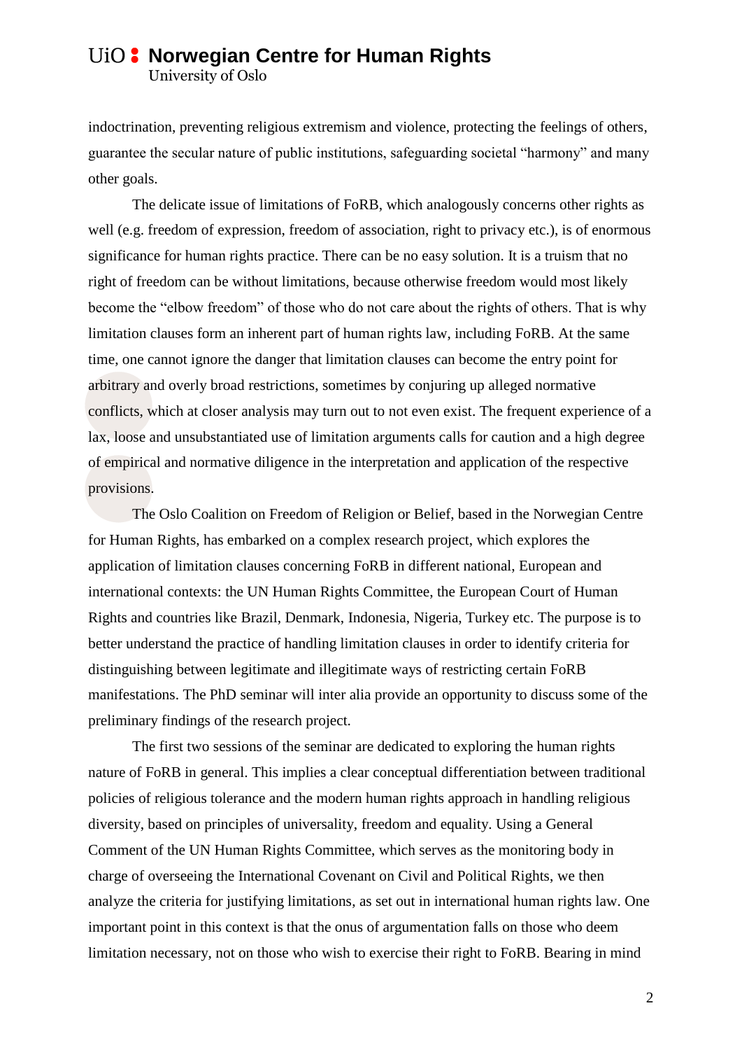indoctrination, preventing religious extremism and violence, protecting the feelings of others, guarantee the secular nature of public institutions, safeguarding societal "harmony" and many other goals.

The delicate issue of limitations of FoRB, which analogously concerns other rights as well (e.g. freedom of expression, freedom of association, right to privacy etc.), is of enormous significance for human rights practice. There can be no easy solution. It is a truism that no right of freedom can be without limitations, because otherwise freedom would most likely become the "elbow freedom" of those who do not care about the rights of others. That is why limitation clauses form an inherent part of human rights law, including FoRB. At the same time, one cannot ignore the danger that limitation clauses can become the entry point for arbitrary and overly broad restrictions, sometimes by conjuring up alleged normative conflicts, which at closer analysis may turn out to not even exist. The frequent experience of a lax, loose and unsubstantiated use of limitation arguments calls for caution and a high degree of empirical and normative diligence in the interpretation and application of the respective provisions.

The Oslo Coalition on Freedom of Religion or Belief, based in the Norwegian Centre for Human Rights, has embarked on a complex research project, which explores the application of limitation clauses concerning FoRB in different national, European and international contexts: the UN Human Rights Committee, the European Court of Human Rights and countries like Brazil, Denmark, Indonesia, Nigeria, Turkey etc. The purpose is to better understand the practice of handling limitation clauses in order to identify criteria for distinguishing between legitimate and illegitimate ways of restricting certain FoRB manifestations. The PhD seminar will inter alia provide an opportunity to discuss some of the preliminary findings of the research project.

The first two sessions of the seminar are dedicated to exploring the human rights nature of FoRB in general. This implies a clear conceptual differentiation between traditional policies of religious tolerance and the modern human rights approach in handling religious diversity, based on principles of universality, freedom and equality. Using a General Comment of the UN Human Rights Committee, which serves as the monitoring body in charge of overseeing the International Covenant on Civil and Political Rights, we then analyze the criteria for justifying limitations, as set out in international human rights law. One important point in this context is that the onus of argumentation falls on those who deem limitation necessary, not on those who wish to exercise their right to FoRB. Bearing in mind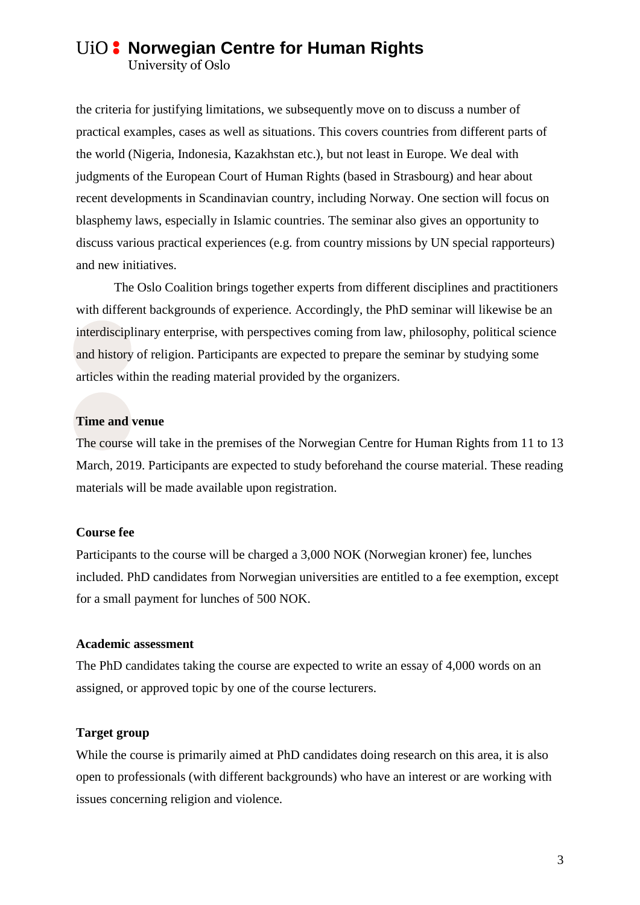the criteria for justifying limitations, we subsequently move on to discuss a number of practical examples, cases as well as situations. This covers countries from different parts of the world (Nigeria, Indonesia, Kazakhstan etc.), but not least in Europe. We deal with judgments of the European Court of Human Rights (based in Strasbourg) and hear about recent developments in Scandinavian country, including Norway. One section will focus on blasphemy laws, especially in Islamic countries. The seminar also gives an opportunity to discuss various practical experiences (e.g. from country missions by UN special rapporteurs) and new initiatives.

The Oslo Coalition brings together experts from different disciplines and practitioners with different backgrounds of experience. Accordingly, the PhD seminar will likewise be an interdisciplinary enterprise, with perspectives coming from law, philosophy, political science and history of religion. Participants are expected to prepare the seminar by studying some articles within the reading material provided by the organizers.

**Time and venue**

The course will take in the premises of the Norwegian Centre for Human Rights from 11 to 13 March, 2019. Participants are expected to study beforehand the course material. These reading materials will be made available upon registration.

**Course fee**

Participants to the course will be charged a 3,000 NOK (Norwegian kroner) fee, lunches included. PhD candidates from Norwegian universities are entitled to a fee exemption, except for a small payment for lunches of 500 NOK.

**Academic assessment**

The PhD candidates taking the course are expected to write an essay of 4,000 words on an assigned, or approved topic by one of the course lecturers.

**Target group**

While the course is primarily aimed at PhD candidates doing research on this area, it is also open to professionals (with different backgrounds) who have an interest or are working with issues concerning religion and violence.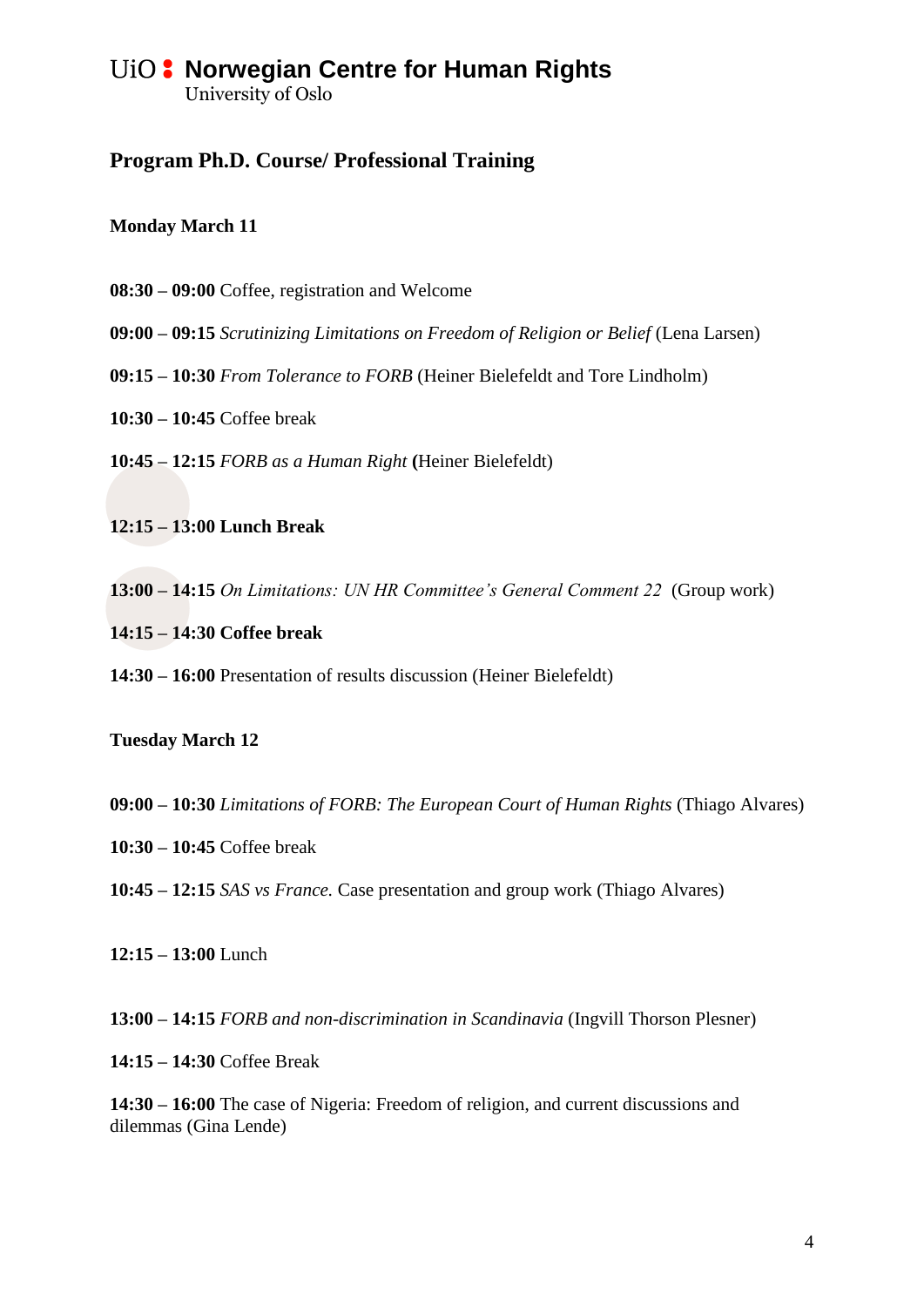UiO : **Norwegian Centre for Human Rights**
University of Oslo

## Program Ph.D. Course/ Professional Training

### Monday March 11

**08:30 – 09:00** Coffee, registration and Welcome

**09:00 – 09:15** *Scrutinizing Limitations on Freedom of Religion or Belief* (Lena Larsen)

**09:15 – 10:30** *From Tolerance to FORB* (Heiner Bielefeldt and Tore Lindholm)

**10:30 – 10:45** Coffee break

**10:45 – 12:15** *FORB as a Human Right* **(**Heiner Bielefeldt)

**12:15 – 13:00 Lunch Break**

**13:00 – 14:15** *On Limitations: UN HR Committee's General Comment 22* (Group work)

**14:15 – 14:30 Coffee break**

**14:30 – 16:00** Presentation of results discussion (Heiner Bielefeldt)

### Tuesday March 12

**09:00 – 10:30** *Limitations of FORB: The European Court of Human Rights* (Thiago Alvares)

**10:30 – 10:45** Coffee break

**10:45 – 12:15** *SAS vs France.* Case presentation and group work (Thiago Alvares)

**12:15 – 13:00** Lunch

**13:00 – 14:15** *FORB and non-discrimination in Scandinavia* (Ingvill Thorson Plesner)

**14:15 – 14:30** Coffee Break

**14:30 – 16:00** The case of Nigeria: Freedom of religion, and current discussions and dilemmas (Gina Lende)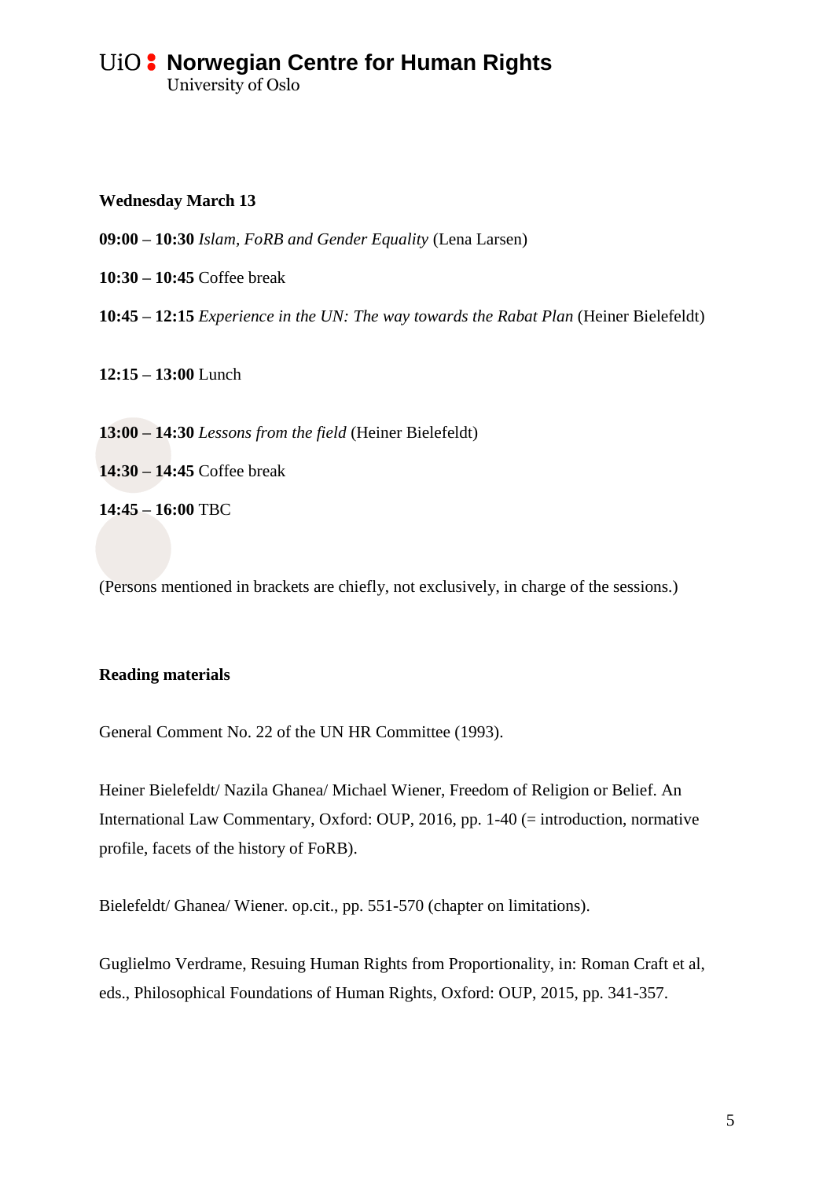**Wednesday March 13**

**09:00 – 10:30** *Islam, FoRB and Gender Equality* (Lena Larsen)

**10:30 – 10:45** Coffee break

**10:45 – 12:15** *Experience in the UN: The way towards the Rabat Plan* (Heiner Bielefeldt)

**12:15 – 13:00** Lunch

**13:00 – 14:30** *Lessons from the field* (Heiner Bielefeldt)

**14:30 – 14:45** Coffee break

**14:45 – 16:00** TBC

(Persons mentioned in brackets are chiefly, not exclusively, in charge of the sessions.)

**Reading materials**

General Comment No. 22 of the UN HR Committee (1993).

Heiner Bielefeldt/ Nazila Ghanea/ Michael Wiener, Freedom of Religion or Belief. An International Law Commentary, Oxford: OUP, 2016, pp. 1-40 (= introduction, normative profile, facets of the history of FoRB).

Bielefeldt/ Ghanea/ Wiener. op.cit., pp. 551-570 (chapter on limitations).

Guglielmo Verdrame, Resuing Human Rights from Proportionality, in: Roman Craft et al, eds., Philosophical Foundations of Human Rights, Oxford: OUP, 2015, pp. 341-357.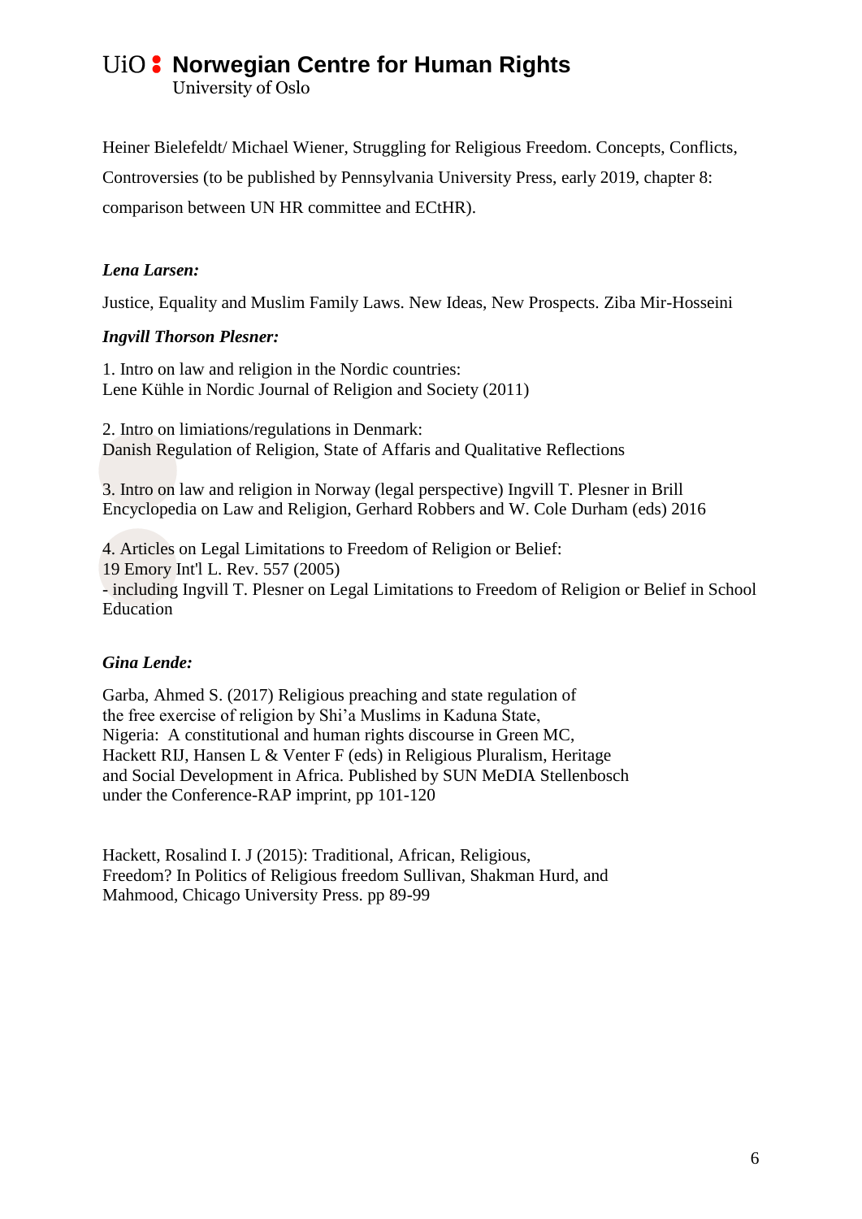Heiner Bielefeldt/ Michael Wiener, Struggling for Religious Freedom. Concepts, Conflicts, Controversies (to be published by Pennsylvania University Press, early 2019, chapter 8: comparison between UN HR committee and ECtHR).

***Lena Larsen:***

Justice, Equality and Muslim Family Laws. New Ideas, New Prospects. Ziba Mir-Hosseini

***Ingvill Thorson Plesner:***

1. Intro on law and religion in the Nordic countries:
Lene Kühle in Nordic Journal of Religion and Society (2011)

2. Intro on limiations/regulations in Denmark:
Danish Regulation of Religion, State of Affaris and Qualitative Reflections

3. Intro on law and religion in Norway (legal perspective) Ingvill T. Plesner in Brill Encyclopedia on Law and Religion, Gerhard Robbers and W. Cole Durham (eds) 2016

4. Articles on Legal Limitations to Freedom of Religion or Belief:
19 Emory Int'l L. Rev. 557 (2005)
- including Ingvill T. Plesner on Legal Limitations to Freedom of Religion or Belief in School Education

***Gina Lende:***

Garba, Ahmed S. (2017) Religious preaching and state regulation of the free exercise of religion by Shi'a Muslims in Kaduna State, Nigeria: A constitutional and human rights discourse in Green MC, Hackett RIJ, Hansen L & Venter F (eds) in Religious Pluralism, Heritage and Social Development in Africa. Published by SUN MeDIA Stellenbosch under the Conference-RAP imprint, pp 101-120

Hackett, Rosalind I. J (2015): Traditional, African, Religious, Freedom? In Politics of Religious freedom Sullivan, Shakman Hurd, and Mahmood, Chicago University Press. pp 89-99